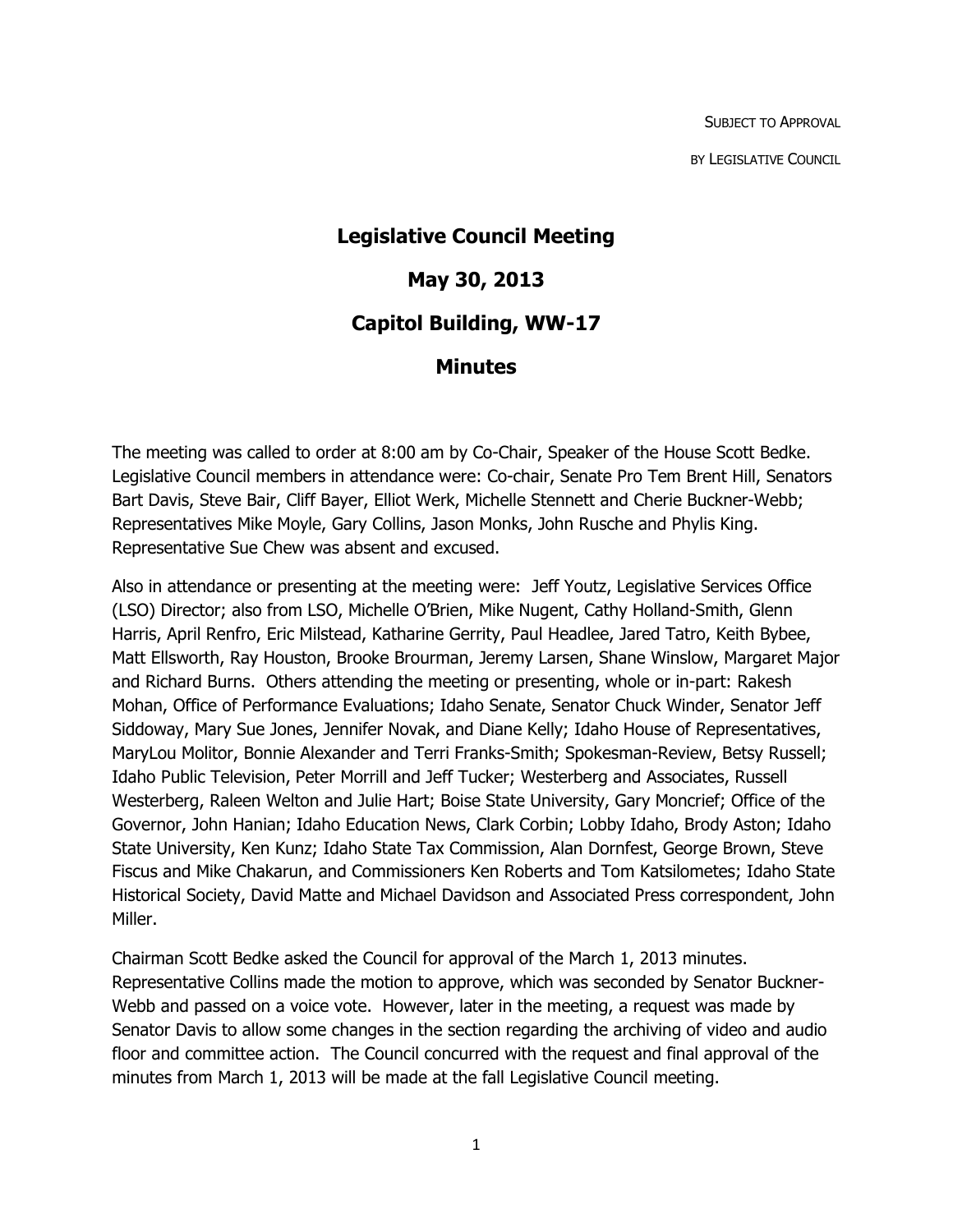SUBJECT TO APPROVAL

BY LEGISLATIVE COUNCIL

# Legislative Council Meeting

## May 30, 2013

## Capitol Building, WW-17

## Minutes

The meeting was called to order at 8:00 am by Co-Chair, Speaker of the House Scott Bedke. Legislative Council members in attendance were: Co-chair, Senate Pro Tem Brent Hill, Senators Bart Davis, Steve Bair, Cliff Bayer, Elliot Werk, Michelle Stennett and Cherie Buckner-Webb; Representatives Mike Moyle, Gary Collins, Jason Monks, John Rusche and Phylis King. Representative Sue Chew was absent and excused.

Also in attendance or presenting at the meeting were: Jeff Youtz, Legislative Services Office (LSO) Director; also from LSO, Michelle O'Brien, Mike Nugent, Cathy Holland-Smith, Glenn Harris, April Renfro, Eric Milstead, Katharine Gerrity, Paul Headlee, Jared Tatro, Keith Bybee, Matt Ellsworth, Ray Houston, Brooke Brourman, Jeremy Larsen, Shane Winslow, Margaret Major and Richard Burns. Others attending the meeting or presenting, whole or in-part: Rakesh Mohan, Office of Performance Evaluations; Idaho Senate, Senator Chuck Winder, Senator Jeff Siddoway, Mary Sue Jones, Jennifer Novak, and Diane Kelly; Idaho House of Representatives, MaryLou Molitor, Bonnie Alexander and Terri Franks-Smith; Spokesman-Review, Betsy Russell; Idaho Public Television, Peter Morrill and Jeff Tucker; Westerberg and Associates, Russell Westerberg, Raleen Welton and Julie Hart; Boise State University, Gary Moncrief; Office of the Governor, John Hanian; Idaho Education News, Clark Corbin; Lobby Idaho, Brody Aston; Idaho State University, Ken Kunz; Idaho State Tax Commission, Alan Dornfest, George Brown, Steve Fiscus and Mike Chakarun, and Commissioners Ken Roberts and Tom Katsilometes; Idaho State Historical Society, David Matte and Michael Davidson and Associated Press correspondent, John Miller.

Chairman Scott Bedke asked the Council for approval of the March 1, 2013 minutes. Representative Collins made the motion to approve, which was seconded by Senator Buckner-Webb and passed on a voice vote. However, later in the meeting, a request was made by Senator Davis to allow some changes in the section regarding the archiving of video and audio floor and committee action. The Council concurred with the request and final approval of the minutes from March 1, 2013 will be made at the fall Legislative Council meeting.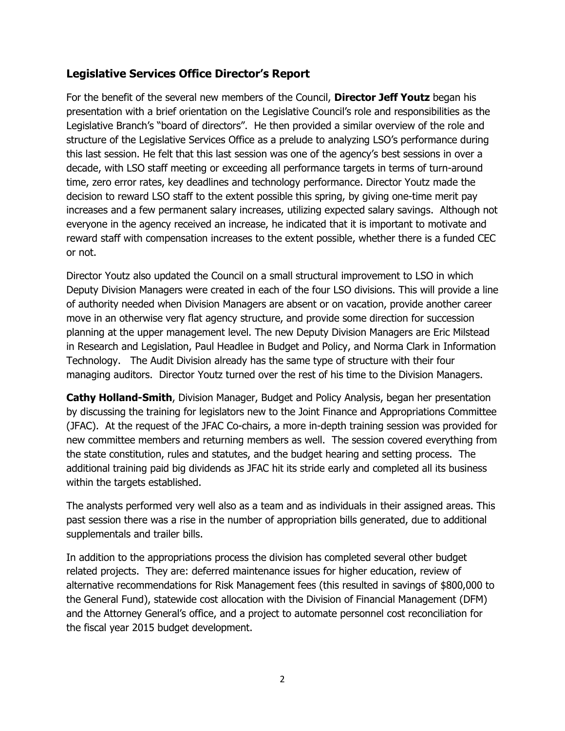## Legislative Services Office Director's Report

For the benefit of the several new members of the Council, **Director Jeff Youtz** began his presentation with a brief orientation on the Legislative Council's role and responsibilities as the Legislative Branch's "board of directors". He then provided a similar overview of the role and structure of the Legislative Services Office as a prelude to analyzing LSO's performance during this last session. He felt that this last session was one of the agency's best sessions in over a decade, with LSO staff meeting or exceeding all performance targets in terms of turn-around time, zero error rates, key deadlines and technology performance. Director Youtz made the decision to reward LSO staff to the extent possible this spring, by giving one-time merit pay increases and a few permanent salary increases, utilizing expected salary savings. Although not everyone in the agency received an increase, he indicated that it is important to motivate and reward staff with compensation increases to the extent possible, whether there is a funded CEC or not.

Director Youtz also updated the Council on a small structural improvement to LSO in which Deputy Division Managers were created in each of the four LSO divisions. This will provide a line of authority needed when Division Managers are absent or on vacation, provide another career move in an otherwise very flat agency structure, and provide some direction for succession planning at the upper management level. The new Deputy Division Managers are Eric Milstead in Research and Legislation, Paul Headlee in Budget and Policy, and Norma Clark in Information Technology. The Audit Division already has the same type of structure with their four managing auditors. Director Youtz turned over the rest of his time to the Division Managers.

**Cathy Holland-Smith**, Division Manager, Budget and Policy Analysis, began her presentation by discussing the training for legislators new to the Joint Finance and Appropriations Committee (JFAC). At the request of the JFAC Co-chairs, a more in-depth training session was provided for new committee members and returning members as well. The session covered everything from the state constitution, rules and statutes, and the budget hearing and setting process. The additional training paid big dividends as JFAC hit its stride early and completed all its business within the targets established.

The analysts performed very well also as a team and as individuals in their assigned areas. This past session there was a rise in the number of appropriation bills generated, due to additional supplementals and trailer bills.

In addition to the appropriations process the division has completed several other budget related projects. They are: deferred maintenance issues for higher education, review of alternative recommendations for Risk Management fees (this resulted in savings of $800,000 to the General Fund), statewide cost allocation with the Division of Financial Management (DFM) and the Attorney General's office, and a project to automate personnel cost reconciliation for the fiscal year 2015 budget development.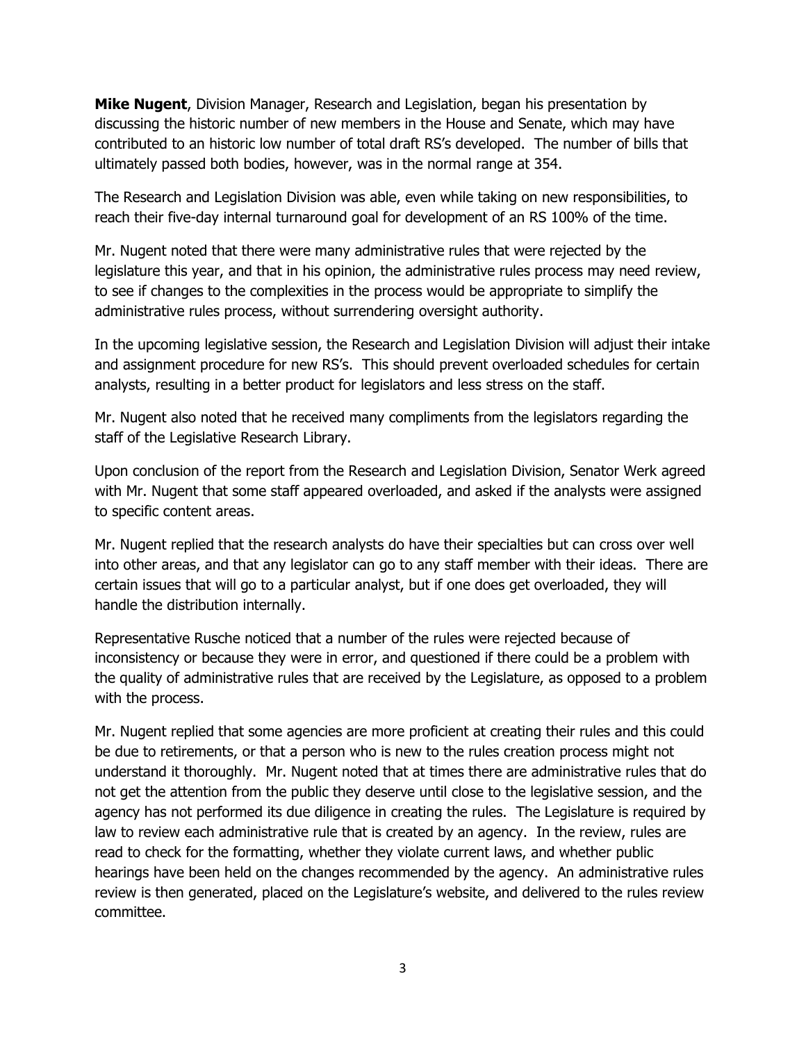**Mike Nugent**, Division Manager, Research and Legislation, began his presentation by discussing the historic number of new members in the House and Senate, which may have contributed to an historic low number of total draft RS's developed. The number of bills that ultimately passed both bodies, however, was in the normal range at 354.

The Research and Legislation Division was able, even while taking on new responsibilities, to reach their five-day internal turnaround goal for development of an RS 100% of the time.

Mr. Nugent noted that there were many administrative rules that were rejected by the legislature this year, and that in his opinion, the administrative rules process may need review, to see if changes to the complexities in the process would be appropriate to simplify the administrative rules process, without surrendering oversight authority.

In the upcoming legislative session, the Research and Legislation Division will adjust their intake and assignment procedure for new RS's. This should prevent overloaded schedules for certain analysts, resulting in a better product for legislators and less stress on the staff.

Mr. Nugent also noted that he received many compliments from the legislators regarding the staff of the Legislative Research Library.

Upon conclusion of the report from the Research and Legislation Division, Senator Werk agreed with Mr. Nugent that some staff appeared overloaded, and asked if the analysts were assigned to specific content areas.

Mr. Nugent replied that the research analysts do have their specialties but can cross over well into other areas, and that any legislator can go to any staff member with their ideas. There are certain issues that will go to a particular analyst, but if one does get overloaded, they will handle the distribution internally.

Representative Rusche noticed that a number of the rules were rejected because of inconsistency or because they were in error, and questioned if there could be a problem with the quality of administrative rules that are received by the Legislature, as opposed to a problem with the process.

Mr. Nugent replied that some agencies are more proficient at creating their rules and this could be due to retirements, or that a person who is new to the rules creation process might not understand it thoroughly. Mr. Nugent noted that at times there are administrative rules that do not get the attention from the public they deserve until close to the legislative session, and the agency has not performed its due diligence in creating the rules. The Legislature is required by law to review each administrative rule that is created by an agency. In the review, rules are read to check for the formatting, whether they violate current laws, and whether public hearings have been held on the changes recommended by the agency. An administrative rules review is then generated, placed on the Legislature's website, and delivered to the rules review committee.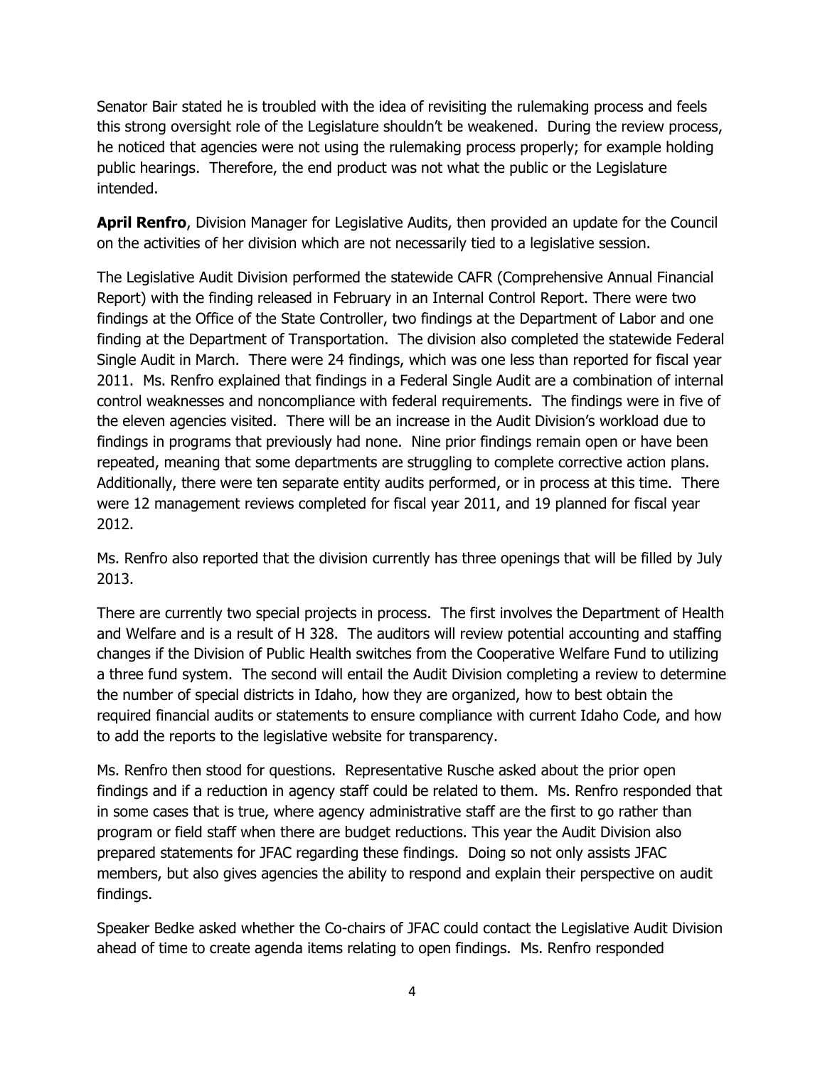Senator Bair stated he is troubled with the idea of revisiting the rulemaking process and feels this strong oversight role of the Legislature shouldn't be weakened. During the review process, he noticed that agencies were not using the rulemaking process properly; for example holding public hearings. Therefore, the end product was not what the public or the Legislature intended.

**April Renfro**, Division Manager for Legislative Audits, then provided an update for the Council on the activities of her division which are not necessarily tied to a legislative session.

The Legislative Audit Division performed the statewide CAFR (Comprehensive Annual Financial Report) with the finding released in February in an Internal Control Report. There were two findings at the Office of the State Controller, two findings at the Department of Labor and one finding at the Department of Transportation. The division also completed the statewide Federal Single Audit in March. There were 24 findings, which was one less than reported for fiscal year 2011. Ms. Renfro explained that findings in a Federal Single Audit are a combination of internal control weaknesses and noncompliance with federal requirements. The findings were in five of the eleven agencies visited. There will be an increase in the Audit Division's workload due to findings in programs that previously had none. Nine prior findings remain open or have been repeated, meaning that some departments are struggling to complete corrective action plans. Additionally, there were ten separate entity audits performed, or in process at this time. There were 12 management reviews completed for fiscal year 2011, and 19 planned for fiscal year 2012.

Ms. Renfro also reported that the division currently has three openings that will be filled by July 2013.

There are currently two special projects in process. The first involves the Department of Health and Welfare and is a result of H 328. The auditors will review potential accounting and staffing changes if the Division of Public Health switches from the Cooperative Welfare Fund to utilizing a three fund system. The second will entail the Audit Division completing a review to determine the number of special districts in Idaho, how they are organized, how to best obtain the required financial audits or statements to ensure compliance with current Idaho Code, and how to add the reports to the legislative website for transparency.

Ms. Renfro then stood for questions. Representative Rusche asked about the prior open findings and if a reduction in agency staff could be related to them. Ms. Renfro responded that in some cases that is true, where agency administrative staff are the first to go rather than program or field staff when there are budget reductions. This year the Audit Division also prepared statements for JFAC regarding these findings. Doing so not only assists JFAC members, but also gives agencies the ability to respond and explain their perspective on audit findings.

Speaker Bedke asked whether the Co-chairs of JFAC could contact the Legislative Audit Division ahead of time to create agenda items relating to open findings. Ms. Renfro responded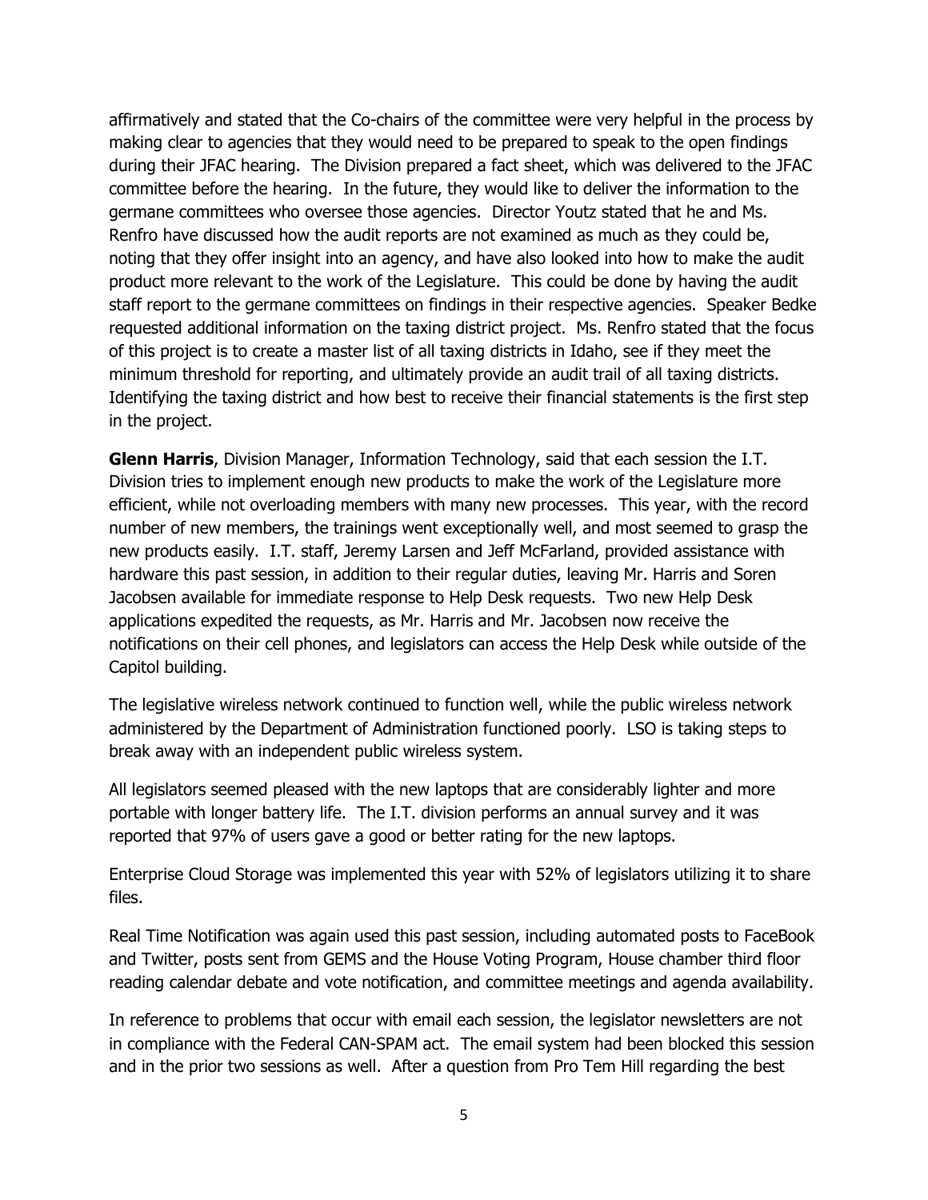affirmatively and stated that the Co-chairs of the committee were very helpful in the process by making clear to agencies that they would need to be prepared to speak to the open findings during their JFAC hearing. The Division prepared a fact sheet, which was delivered to the JFAC committee before the hearing. In the future, they would like to deliver the information to the germane committees who oversee those agencies. Director Youtz stated that he and Ms. Renfro have discussed how the audit reports are not examined as much as they could be, noting that they offer insight into an agency, and have also looked into how to make the audit product more relevant to the work of the Legislature. This could be done by having the audit staff report to the germane committees on findings in their respective agencies. Speaker Bedke requested additional information on the taxing district project. Ms. Renfro stated that the focus of this project is to create a master list of all taxing districts in Idaho, see if they meet the minimum threshold for reporting, and ultimately provide an audit trail of all taxing districts. Identifying the taxing district and how best to receive their financial statements is the first step in the project.

**Glenn Harris**, Division Manager, Information Technology, said that each session the I.T. Division tries to implement enough new products to make the work of the Legislature more efficient, while not overloading members with many new processes. This year, with the record number of new members, the trainings went exceptionally well, and most seemed to grasp the new products easily. I.T. staff, Jeremy Larsen and Jeff McFarland, provided assistance with hardware this past session, in addition to their regular duties, leaving Mr. Harris and Soren Jacobsen available for immediate response to Help Desk requests. Two new Help Desk applications expedited the requests, as Mr. Harris and Mr. Jacobsen now receive the notifications on their cell phones, and legislators can access the Help Desk while outside of the Capitol building.

The legislative wireless network continued to function well, while the public wireless network administered by the Department of Administration functioned poorly. LSO is taking steps to break away with an independent public wireless system.

All legislators seemed pleased with the new laptops that are considerably lighter and more portable with longer battery life. The I.T. division performs an annual survey and it was reported that 97% of users gave a good or better rating for the new laptops.

Enterprise Cloud Storage was implemented this year with 52% of legislators utilizing it to share files.

Real Time Notification was again used this past session, including automated posts to FaceBook and Twitter, posts sent from GEMS and the House Voting Program, House chamber third floor reading calendar debate and vote notification, and committee meetings and agenda availability.

In reference to problems that occur with email each session, the legislator newsletters are not in compliance with the Federal CAN-SPAM act. The email system had been blocked this session and in the prior two sessions as well. After a question from Pro Tem Hill regarding the best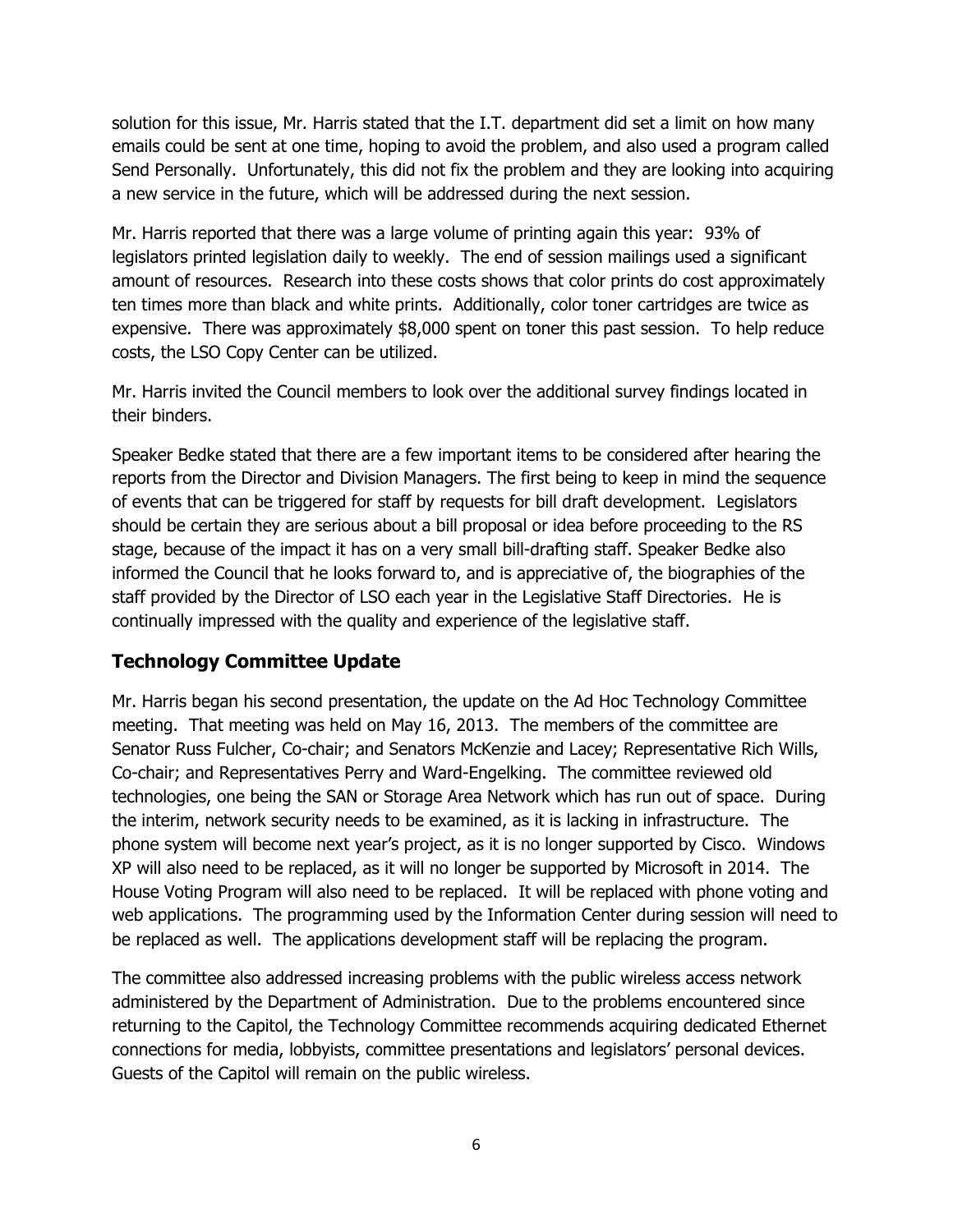solution for this issue, Mr. Harris stated that the I.T. department did set a limit on how many emails could be sent at one time, hoping to avoid the problem, and also used a program called Send Personally. Unfortunately, this did not fix the problem and they are looking into acquiring a new service in the future, which will be addressed during the next session.

Mr. Harris reported that there was a large volume of printing again this year: 93% of legislators printed legislation daily to weekly. The end of session mailings used a significant amount of resources. Research into these costs shows that color prints do cost approximately ten times more than black and white prints. Additionally, color toner cartridges are twice as expensive. There was approximately $8,000 spent on toner this past session. To help reduce costs, the LSO Copy Center can be utilized.

Mr. Harris invited the Council members to look over the additional survey findings located in their binders.

Speaker Bedke stated that there are a few important items to be considered after hearing the reports from the Director and Division Managers. The first being to keep in mind the sequence of events that can be triggered for staff by requests for bill draft development. Legislators should be certain they are serious about a bill proposal or idea before proceeding to the RS stage, because of the impact it has on a very small bill-drafting staff. Speaker Bedke also informed the Council that he looks forward to, and is appreciative of, the biographies of the staff provided by the Director of LSO each year in the Legislative Staff Directories. He is continually impressed with the quality and experience of the legislative staff.

## Technology Committee Update

Mr. Harris began his second presentation, the update on the Ad Hoc Technology Committee meeting. That meeting was held on May 16, 2013. The members of the committee are Senator Russ Fulcher, Co-chair; and Senators McKenzie and Lacey; Representative Rich Wills, Co-chair; and Representatives Perry and Ward-Engelking. The committee reviewed old technologies, one being the SAN or Storage Area Network which has run out of space. During the interim, network security needs to be examined, as it is lacking in infrastructure. The phone system will become next year's project, as it is no longer supported by Cisco. Windows XP will also need to be replaced, as it will no longer be supported by Microsoft in 2014. The House Voting Program will also need to be replaced. It will be replaced with phone voting and web applications. The programming used by the Information Center during session will need to be replaced as well. The applications development staff will be replacing the program.

The committee also addressed increasing problems with the public wireless access network administered by the Department of Administration. Due to the problems encountered since returning to the Capitol, the Technology Committee recommends acquiring dedicated Ethernet connections for media, lobbyists, committee presentations and legislators' personal devices. Guests of the Capitol will remain on the public wireless.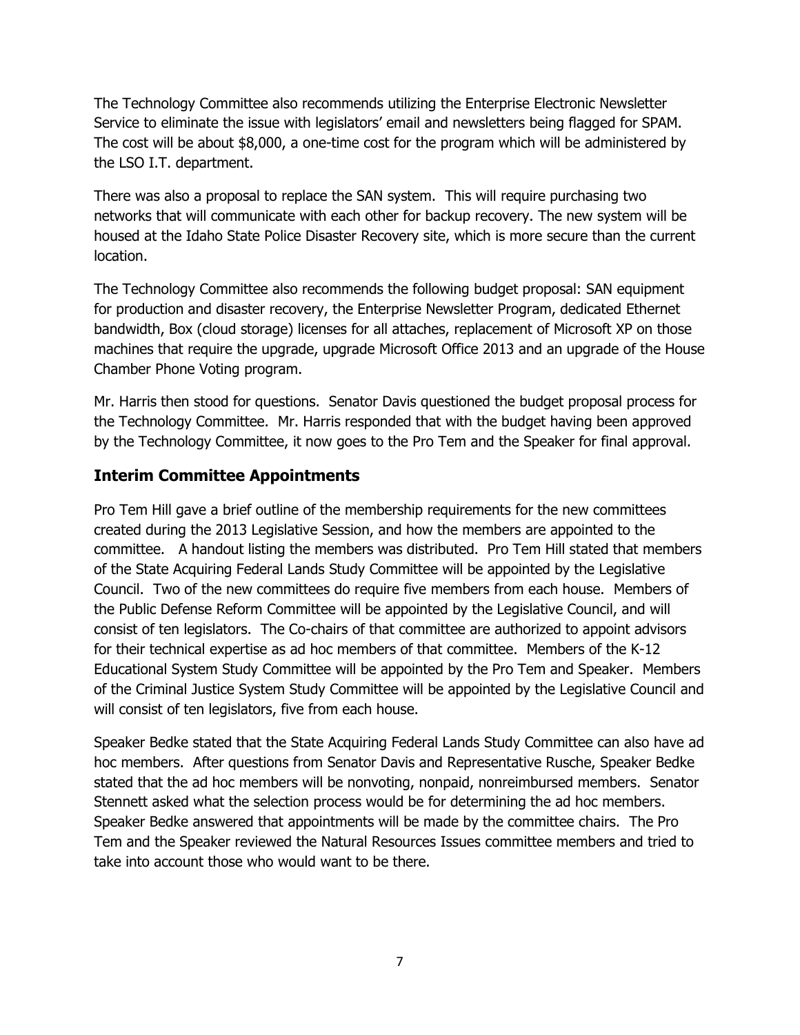The Technology Committee also recommends utilizing the Enterprise Electronic Newsletter Service to eliminate the issue with legislators' email and newsletters being flagged for SPAM. The cost will be about $8,000, a one-time cost for the program which will be administered by the LSO I.T. department.

There was also a proposal to replace the SAN system. This will require purchasing two networks that will communicate with each other for backup recovery. The new system will be housed at the Idaho State Police Disaster Recovery site, which is more secure than the current location.

The Technology Committee also recommends the following budget proposal: SAN equipment for production and disaster recovery, the Enterprise Newsletter Program, dedicated Ethernet bandwidth, Box (cloud storage) licenses for all attaches, replacement of Microsoft XP on those machines that require the upgrade, upgrade Microsoft Office 2013 and an upgrade of the House Chamber Phone Voting program.

Mr. Harris then stood for questions. Senator Davis questioned the budget proposal process for the Technology Committee. Mr. Harris responded that with the budget having been approved by the Technology Committee, it now goes to the Pro Tem and the Speaker for final approval.

## Interim Committee Appointments

Pro Tem Hill gave a brief outline of the membership requirements for the new committees created during the 2013 Legislative Session, and how the members are appointed to the committee. A handout listing the members was distributed. Pro Tem Hill stated that members of the State Acquiring Federal Lands Study Committee will be appointed by the Legislative Council. Two of the new committees do require five members from each house. Members of the Public Defense Reform Committee will be appointed by the Legislative Council, and will consist of ten legislators. The Co-chairs of that committee are authorized to appoint advisors for their technical expertise as ad hoc members of that committee. Members of the K-12 Educational System Study Committee will be appointed by the Pro Tem and Speaker. Members of the Criminal Justice System Study Committee will be appointed by the Legislative Council and will consist of ten legislators, five from each house.

Speaker Bedke stated that the State Acquiring Federal Lands Study Committee can also have ad hoc members. After questions from Senator Davis and Representative Rusche, Speaker Bedke stated that the ad hoc members will be nonvoting, nonpaid, nonreimbursed members. Senator Stennett asked what the selection process would be for determining the ad hoc members. Speaker Bedke answered that appointments will be made by the committee chairs. The Pro Tem and the Speaker reviewed the Natural Resources Issues committee members and tried to take into account those who would want to be there.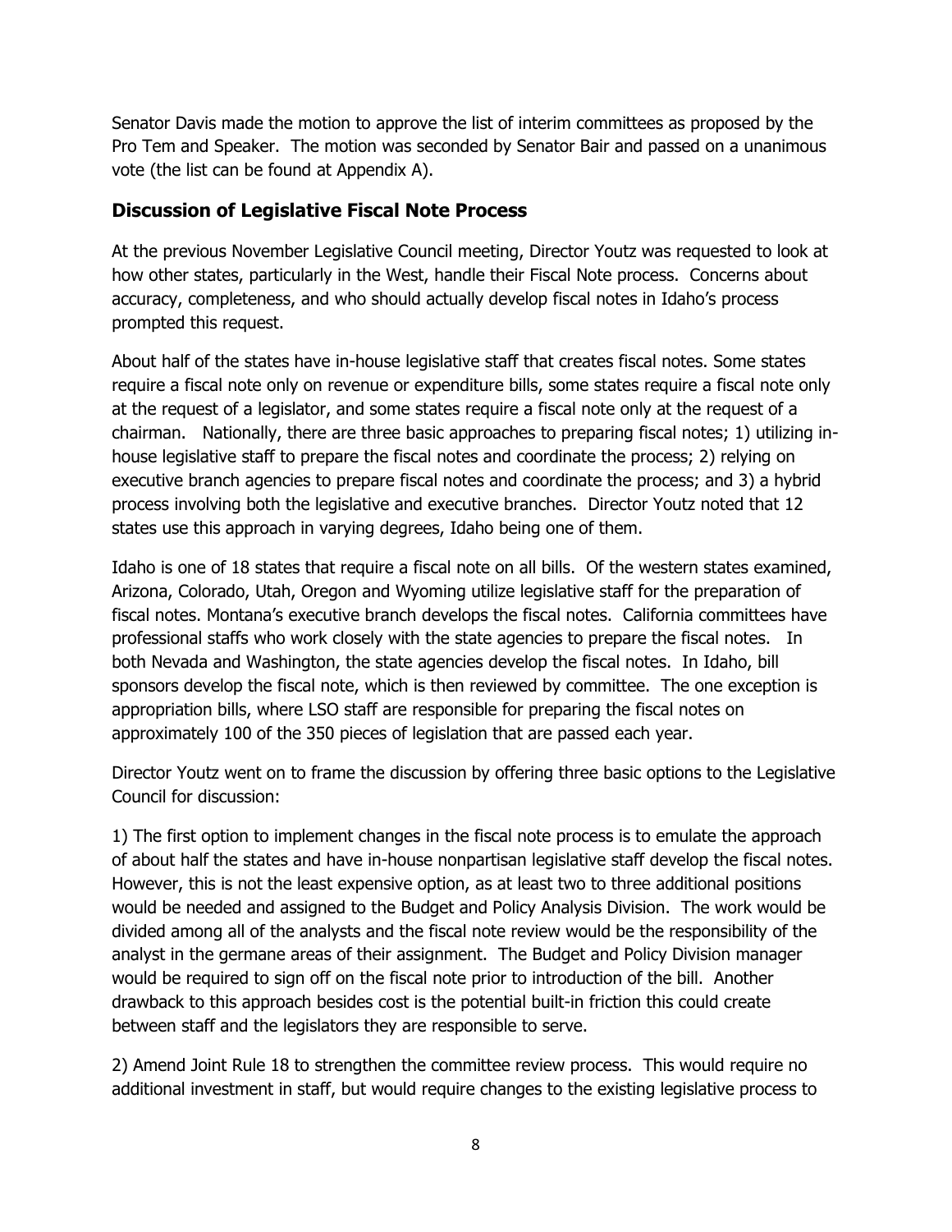Senator Davis made the motion to approve the list of interim committees as proposed by the Pro Tem and Speaker. The motion was seconded by Senator Bair and passed on a unanimous vote (the list can be found at Appendix A).

## Discussion of Legislative Fiscal Note Process

At the previous November Legislative Council meeting, Director Youtz was requested to look at how other states, particularly in the West, handle their Fiscal Note process. Concerns about accuracy, completeness, and who should actually develop fiscal notes in Idaho's process prompted this request.

About half of the states have in-house legislative staff that creates fiscal notes. Some states require a fiscal note only on revenue or expenditure bills, some states require a fiscal note only at the request of a legislator, and some states require a fiscal note only at the request of a chairman. Nationally, there are three basic approaches to preparing fiscal notes; 1) utilizing in-house legislative staff to prepare the fiscal notes and coordinate the process; 2) relying on executive branch agencies to prepare fiscal notes and coordinate the process; and 3) a hybrid process involving both the legislative and executive branches. Director Youtz noted that 12 states use this approach in varying degrees, Idaho being one of them.

Idaho is one of 18 states that require a fiscal note on all bills. Of the western states examined, Arizona, Colorado, Utah, Oregon and Wyoming utilize legislative staff for the preparation of fiscal notes. Montana's executive branch develops the fiscal notes. California committees have professional staffs who work closely with the state agencies to prepare the fiscal notes. In both Nevada and Washington, the state agencies develop the fiscal notes. In Idaho, bill sponsors develop the fiscal note, which is then reviewed by committee. The one exception is appropriation bills, where LSO staff are responsible for preparing the fiscal notes on approximately 100 of the 350 pieces of legislation that are passed each year.

Director Youtz went on to frame the discussion by offering three basic options to the Legislative Council for discussion:

1) The first option to implement changes in the fiscal note process is to emulate the approach of about half the states and have in-house nonpartisan legislative staff develop the fiscal notes. However, this is not the least expensive option, as at least two to three additional positions would be needed and assigned to the Budget and Policy Analysis Division. The work would be divided among all of the analysts and the fiscal note review would be the responsibility of the analyst in the germane areas of their assignment. The Budget and Policy Division manager would be required to sign off on the fiscal note prior to introduction of the bill. Another drawback to this approach besides cost is the potential built-in friction this could create between staff and the legislators they are responsible to serve.

2) Amend Joint Rule 18 to strengthen the committee review process. This would require no additional investment in staff, but would require changes to the existing legislative process to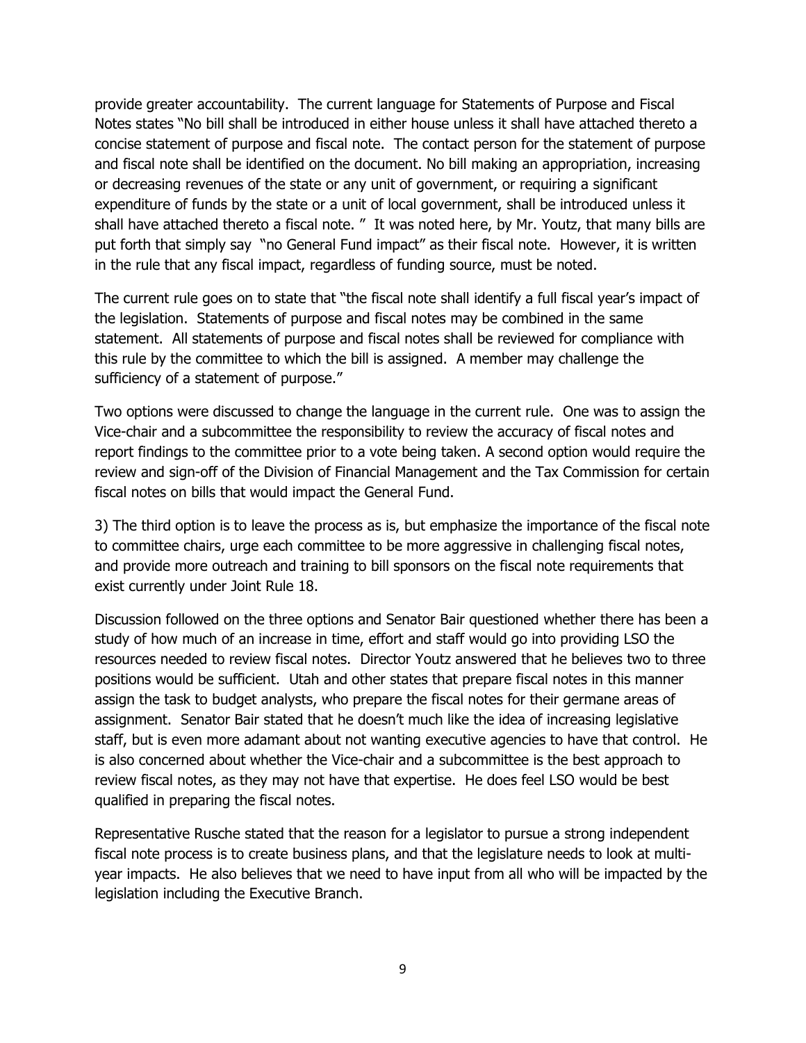provide greater accountability. The current language for Statements of Purpose and Fiscal Notes states "No bill shall be introduced in either house unless it shall have attached thereto a concise statement of purpose and fiscal note. The contact person for the statement of purpose and fiscal note shall be identified on the document. No bill making an appropriation, increasing or decreasing revenues of the state or any unit of government, or requiring a significant expenditure of funds by the state or a unit of local government, shall be introduced unless it shall have attached thereto a fiscal note. " It was noted here, by Mr. Youtz, that many bills are put forth that simply say "no General Fund impact" as their fiscal note. However, it is written in the rule that any fiscal impact, regardless of funding source, must be noted.

The current rule goes on to state that "the fiscal note shall identify a full fiscal year's impact of the legislation. Statements of purpose and fiscal notes may be combined in the same statement. All statements of purpose and fiscal notes shall be reviewed for compliance with this rule by the committee to which the bill is assigned. A member may challenge the sufficiency of a statement of purpose."

Two options were discussed to change the language in the current rule. One was to assign the Vice-chair and a subcommittee the responsibility to review the accuracy of fiscal notes and report findings to the committee prior to a vote being taken. A second option would require the review and sign-off of the Division of Financial Management and the Tax Commission for certain fiscal notes on bills that would impact the General Fund.

3) The third option is to leave the process as is, but emphasize the importance of the fiscal note to committee chairs, urge each committee to be more aggressive in challenging fiscal notes, and provide more outreach and training to bill sponsors on the fiscal note requirements that exist currently under Joint Rule 18.

Discussion followed on the three options and Senator Bair questioned whether there has been a study of how much of an increase in time, effort and staff would go into providing LSO the resources needed to review fiscal notes. Director Youtz answered that he believes two to three positions would be sufficient. Utah and other states that prepare fiscal notes in this manner assign the task to budget analysts, who prepare the fiscal notes for their germane areas of assignment. Senator Bair stated that he doesn't much like the idea of increasing legislative staff, but is even more adamant about not wanting executive agencies to have that control. He is also concerned about whether the Vice-chair and a subcommittee is the best approach to review fiscal notes, as they may not have that expertise. He does feel LSO would be best qualified in preparing the fiscal notes.

Representative Rusche stated that the reason for a legislator to pursue a strong independent fiscal note process is to create business plans, and that the legislature needs to look at multi-year impacts. He also believes that we need to have input from all who will be impacted by the legislation including the Executive Branch.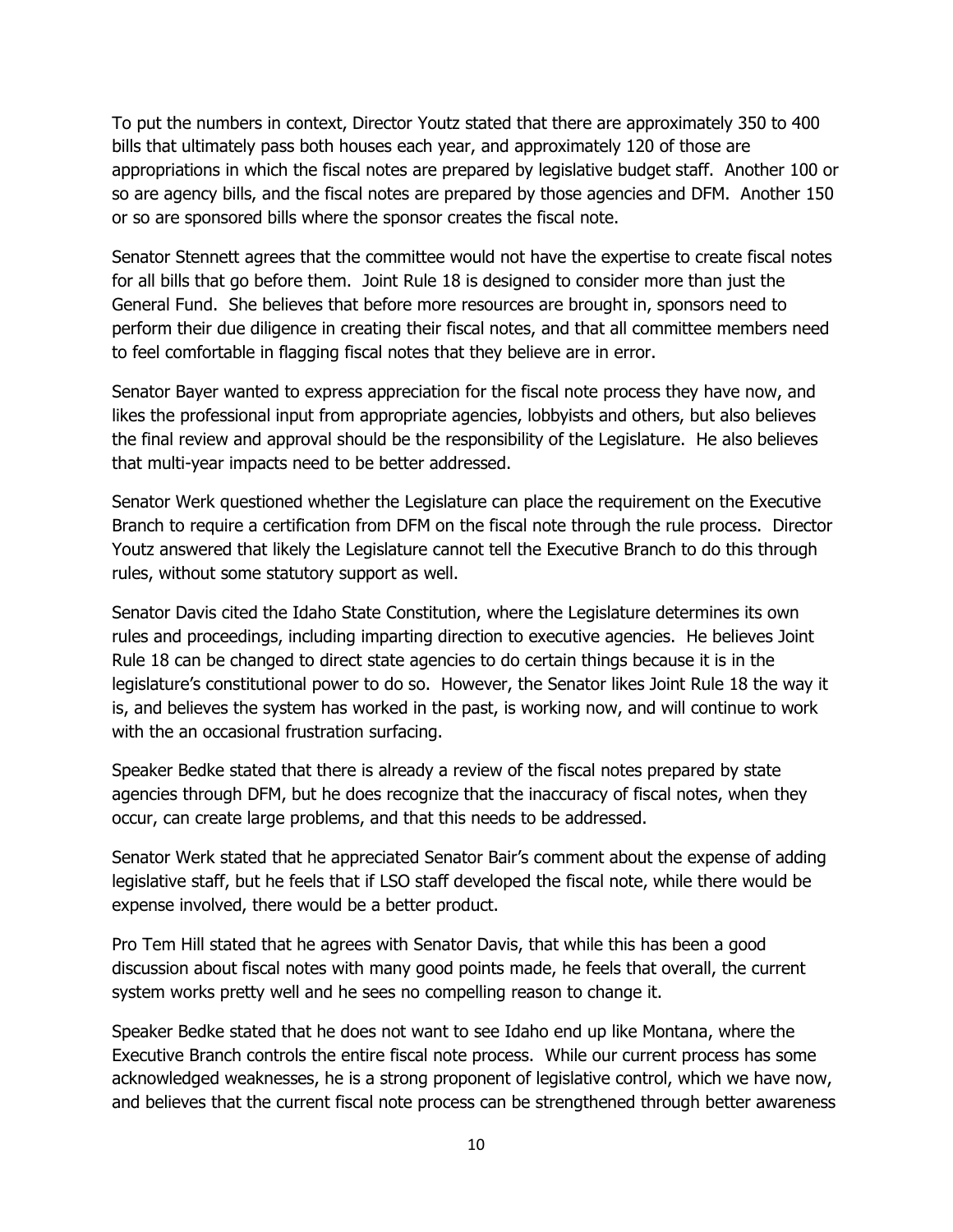To put the numbers in context, Director Youtz stated that there are approximately 350 to 400 bills that ultimately pass both houses each year, and approximately 120 of those are appropriations in which the fiscal notes are prepared by legislative budget staff. Another 100 or so are agency bills, and the fiscal notes are prepared by those agencies and DFM. Another 150 or so are sponsored bills where the sponsor creates the fiscal note.

Senator Stennett agrees that the committee would not have the expertise to create fiscal notes for all bills that go before them. Joint Rule 18 is designed to consider more than just the General Fund. She believes that before more resources are brought in, sponsors need to perform their due diligence in creating their fiscal notes, and that all committee members need to feel comfortable in flagging fiscal notes that they believe are in error.

Senator Bayer wanted to express appreciation for the fiscal note process they have now, and likes the professional input from appropriate agencies, lobbyists and others, but also believes the final review and approval should be the responsibility of the Legislature. He also believes that multi-year impacts need to be better addressed.

Senator Werk questioned whether the Legislature can place the requirement on the Executive Branch to require a certification from DFM on the fiscal note through the rule process. Director Youtz answered that likely the Legislature cannot tell the Executive Branch to do this through rules, without some statutory support as well.

Senator Davis cited the Idaho State Constitution, where the Legislature determines its own rules and proceedings, including imparting direction to executive agencies. He believes Joint Rule 18 can be changed to direct state agencies to do certain things because it is in the legislature's constitutional power to do so. However, the Senator likes Joint Rule 18 the way it is, and believes the system has worked in the past, is working now, and will continue to work with the an occasional frustration surfacing.

Speaker Bedke stated that there is already a review of the fiscal notes prepared by state agencies through DFM, but he does recognize that the inaccuracy of fiscal notes, when they occur, can create large problems, and that this needs to be addressed.

Senator Werk stated that he appreciated Senator Bair's comment about the expense of adding legislative staff, but he feels that if LSO staff developed the fiscal note, while there would be expense involved, there would be a better product.

Pro Tem Hill stated that he agrees with Senator Davis, that while this has been a good discussion about fiscal notes with many good points made, he feels that overall, the current system works pretty well and he sees no compelling reason to change it.

Speaker Bedke stated that he does not want to see Idaho end up like Montana, where the Executive Branch controls the entire fiscal note process. While our current process has some acknowledged weaknesses, he is a strong proponent of legislative control, which we have now, and believes that the current fiscal note process can be strengthened through better awareness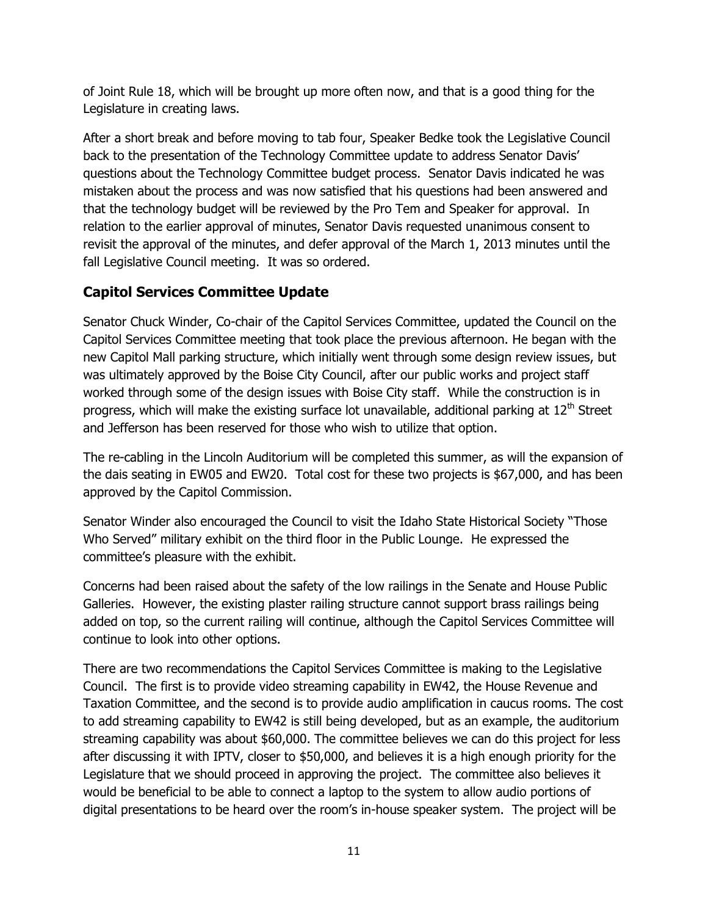of Joint Rule 18, which will be brought up more often now, and that is a good thing for the Legislature in creating laws.

After a short break and before moving to tab four, Speaker Bedke took the Legislative Council back to the presentation of the Technology Committee update to address Senator Davis' questions about the Technology Committee budget process. Senator Davis indicated he was mistaken about the process and was now satisfied that his questions had been answered and that the technology budget will be reviewed by the Pro Tem and Speaker for approval. In relation to the earlier approval of minutes, Senator Davis requested unanimous consent to revisit the approval of the minutes, and defer approval of the March 1, 2013 minutes until the fall Legislative Council meeting. It was so ordered.

## Capitol Services Committee Update

Senator Chuck Winder, Co-chair of the Capitol Services Committee, updated the Council on the Capitol Services Committee meeting that took place the previous afternoon. He began with the new Capitol Mall parking structure, which initially went through some design review issues, but was ultimately approved by the Boise City Council, after our public works and project staff worked through some of the design issues with Boise City staff. While the construction is in progress, which will make the existing surface lot unavailable, additional parking at 12th Street and Jefferson has been reserved for those who wish to utilize that option.

The re-cabling in the Lincoln Auditorium will be completed this summer, as will the expansion of the dais seating in EW05 and EW20. Total cost for these two projects is $67,000, and has been approved by the Capitol Commission.

Senator Winder also encouraged the Council to visit the Idaho State Historical Society "Those Who Served" military exhibit on the third floor in the Public Lounge. He expressed the committee's pleasure with the exhibit.

Concerns had been raised about the safety of the low railings in the Senate and House Public Galleries. However, the existing plaster railing structure cannot support brass railings being added on top, so the current railing will continue, although the Capitol Services Committee will continue to look into other options.

There are two recommendations the Capitol Services Committee is making to the Legislative Council. The first is to provide video streaming capability in EW42, the House Revenue and Taxation Committee, and the second is to provide audio amplification in caucus rooms. The cost to add streaming capability to EW42 is still being developed, but as an example, the auditorium streaming capability was about $60,000. The committee believes we can do this project for less after discussing it with IPTV, closer to $50,000, and believes it is a high enough priority for the Legislature that we should proceed in approving the project. The committee also believes it would be beneficial to be able to connect a laptop to the system to allow audio portions of digital presentations to be heard over the room's in-house speaker system. The project will be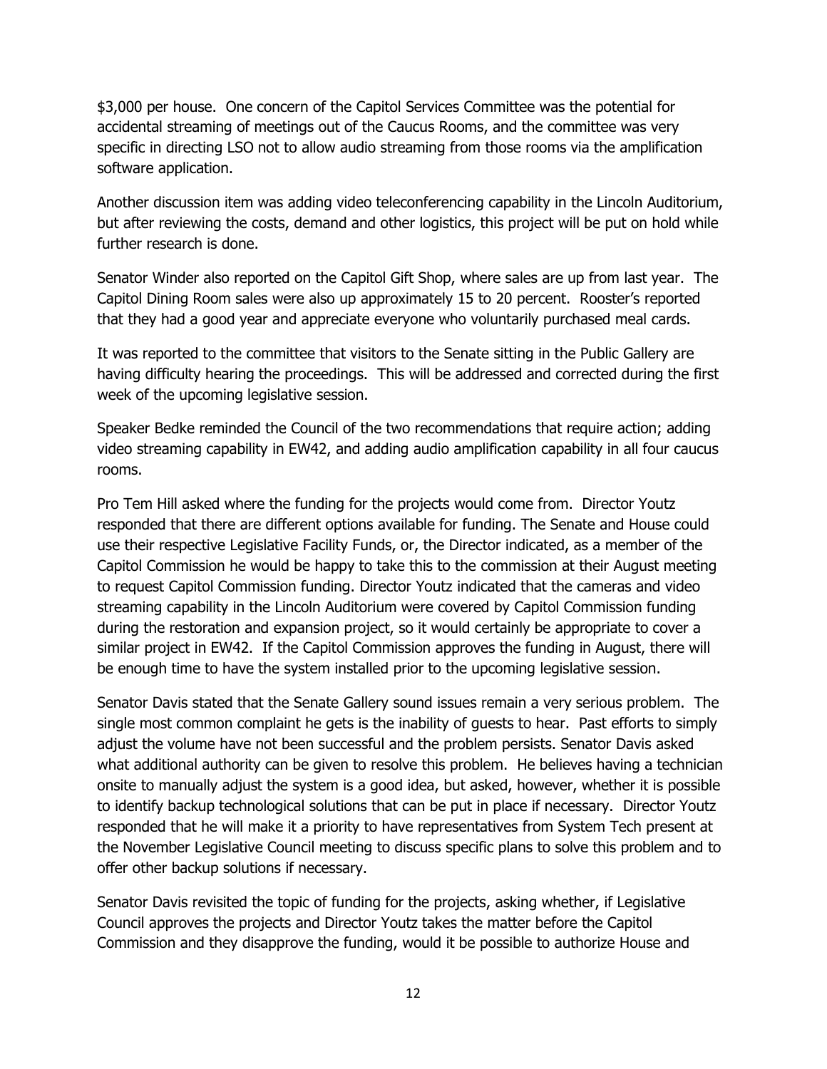$3,000 per house. One concern of the Capitol Services Committee was the potential for accidental streaming of meetings out of the Caucus Rooms, and the committee was very specific in directing LSO not to allow audio streaming from those rooms via the amplification software application.

Another discussion item was adding video teleconferencing capability in the Lincoln Auditorium, but after reviewing the costs, demand and other logistics, this project will be put on hold while further research is done.

Senator Winder also reported on the Capitol Gift Shop, where sales are up from last year. The Capitol Dining Room sales were also up approximately 15 to 20 percent. Rooster's reported that they had a good year and appreciate everyone who voluntarily purchased meal cards.

It was reported to the committee that visitors to the Senate sitting in the Public Gallery are having difficulty hearing the proceedings. This will be addressed and corrected during the first week of the upcoming legislative session.

Speaker Bedke reminded the Council of the two recommendations that require action; adding video streaming capability in EW42, and adding audio amplification capability in all four caucus rooms.

Pro Tem Hill asked where the funding for the projects would come from. Director Youtz responded that there are different options available for funding. The Senate and House could use their respective Legislative Facility Funds, or, the Director indicated, as a member of the Capitol Commission he would be happy to take this to the commission at their August meeting to request Capitol Commission funding. Director Youtz indicated that the cameras and video streaming capability in the Lincoln Auditorium were covered by Capitol Commission funding during the restoration and expansion project, so it would certainly be appropriate to cover a similar project in EW42. If the Capitol Commission approves the funding in August, there will be enough time to have the system installed prior to the upcoming legislative session.

Senator Davis stated that the Senate Gallery sound issues remain a very serious problem. The single most common complaint he gets is the inability of guests to hear. Past efforts to simply adjust the volume have not been successful and the problem persists. Senator Davis asked what additional authority can be given to resolve this problem. He believes having a technician onsite to manually adjust the system is a good idea, but asked, however, whether it is possible to identify backup technological solutions that can be put in place if necessary. Director Youtz responded that he will make it a priority to have representatives from System Tech present at the November Legislative Council meeting to discuss specific plans to solve this problem and to offer other backup solutions if necessary.

Senator Davis revisited the topic of funding for the projects, asking whether, if Legislative Council approves the projects and Director Youtz takes the matter before the Capitol Commission and they disapprove the funding, would it be possible to authorize House and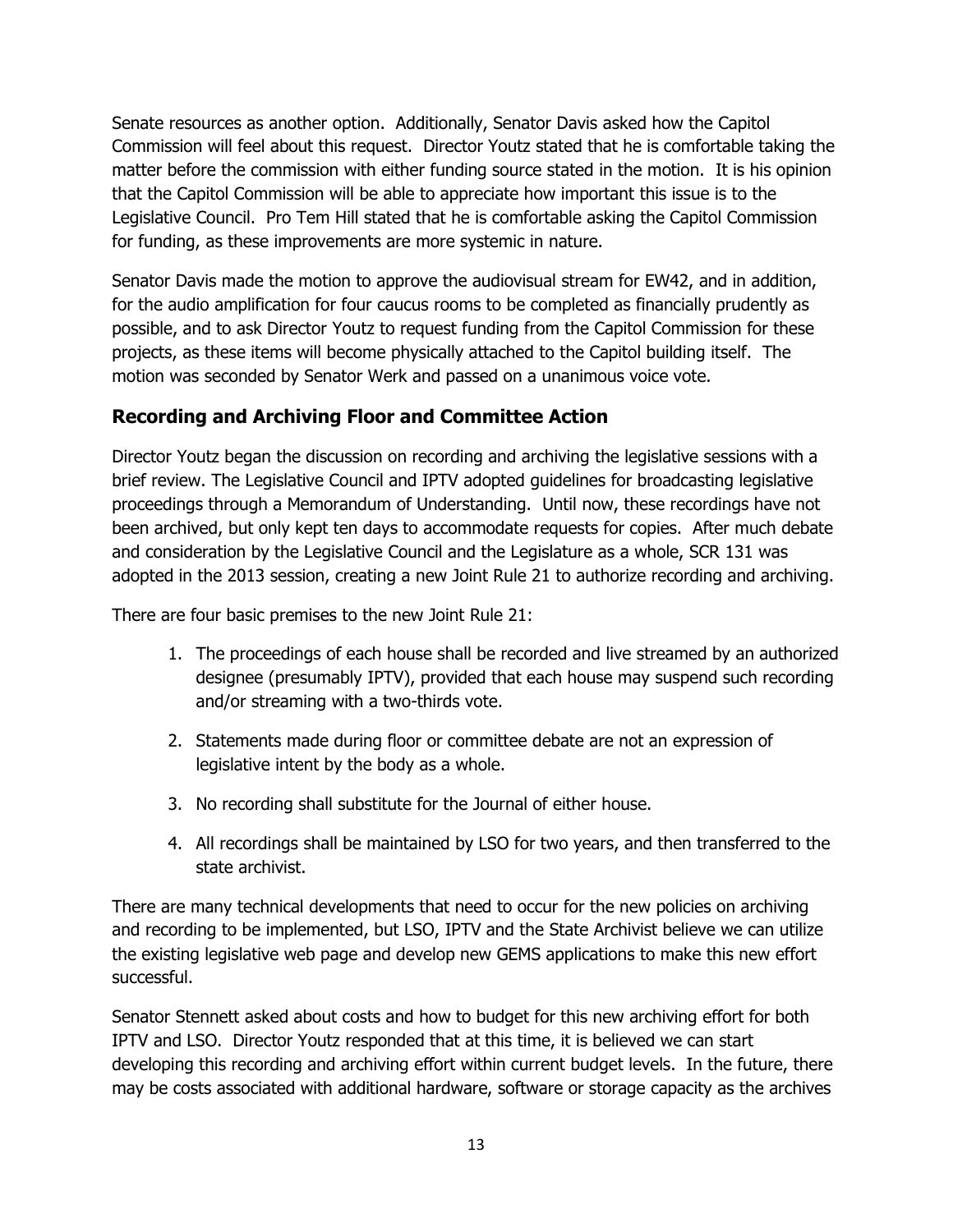Senate resources as another option. Additionally, Senator Davis asked how the Capitol Commission will feel about this request. Director Youtz stated that he is comfortable taking the matter before the commission with either funding source stated in the motion. It is his opinion that the Capitol Commission will be able to appreciate how important this issue is to the Legislative Council. Pro Tem Hill stated that he is comfortable asking the Capitol Commission for funding, as these improvements are more systemic in nature.

Senator Davis made the motion to approve the audiovisual stream for EW42, and in addition, for the audio amplification for four caucus rooms to be completed as financially prudently as possible, and to ask Director Youtz to request funding from the Capitol Commission for these projects, as these items will become physically attached to the Capitol building itself. The motion was seconded by Senator Werk and passed on a unanimous voice vote.

## Recording and Archiving Floor and Committee Action

Director Youtz began the discussion on recording and archiving the legislative sessions with a brief review. The Legislative Council and IPTV adopted guidelines for broadcasting legislative proceedings through a Memorandum of Understanding. Until now, these recordings have not been archived, but only kept ten days to accommodate requests for copies. After much debate and consideration by the Legislative Council and the Legislature as a whole, SCR 131 was adopted in the 2013 session, creating a new Joint Rule 21 to authorize recording and archiving.

There are four basic premises to the new Joint Rule 21:

1. The proceedings of each house shall be recorded and live streamed by an authorized designee (presumably IPTV), provided that each house may suspend such recording and/or streaming with a two-thirds vote.
2. Statements made during floor or committee debate are not an expression of legislative intent by the body as a whole.
3. No recording shall substitute for the Journal of either house.
4. All recordings shall be maintained by LSO for two years, and then transferred to the state archivist.

There are many technical developments that need to occur for the new policies on archiving and recording to be implemented, but LSO, IPTV and the State Archivist believe we can utilize the existing legislative web page and develop new GEMS applications to make this new effort successful.

Senator Stennett asked about costs and how to budget for this new archiving effort for both IPTV and LSO. Director Youtz responded that at this time, it is believed we can start developing this recording and archiving effort within current budget levels. In the future, there may be costs associated with additional hardware, software or storage capacity as the archives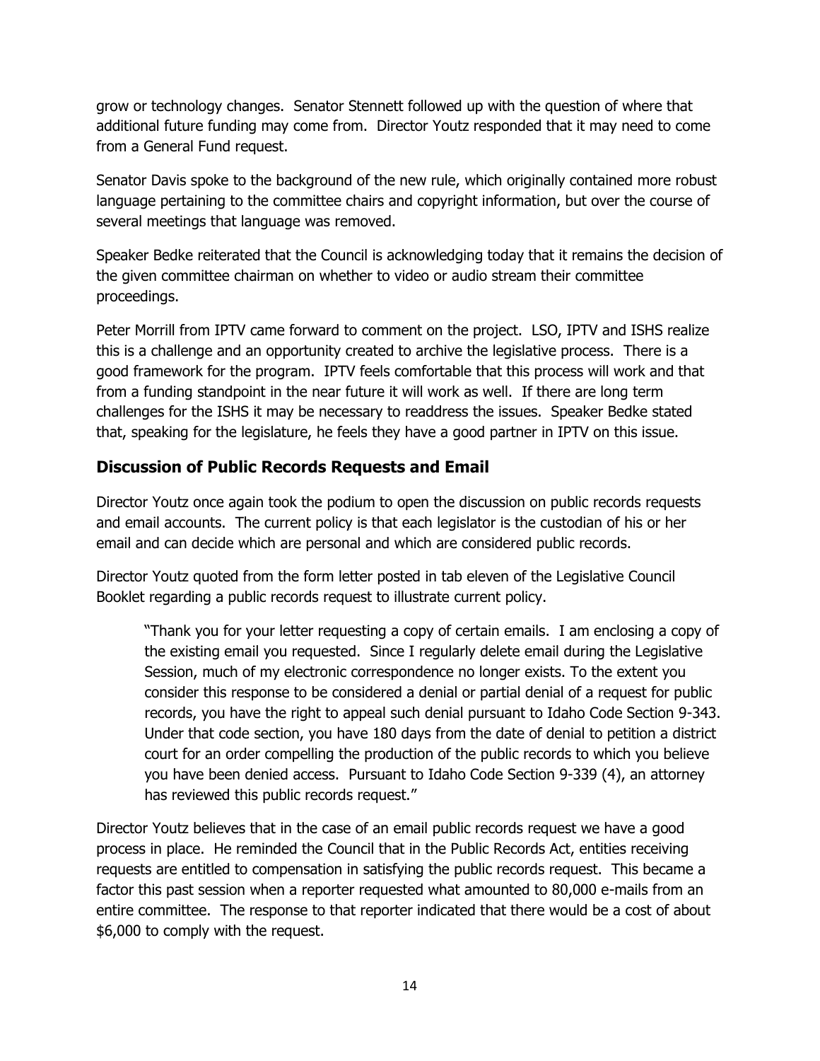grow or technology changes. Senator Stennett followed up with the question of where that additional future funding may come from. Director Youtz responded that it may need to come from a General Fund request.

Senator Davis spoke to the background of the new rule, which originally contained more robust language pertaining to the committee chairs and copyright information, but over the course of several meetings that language was removed.

Speaker Bedke reiterated that the Council is acknowledging today that it remains the decision of the given committee chairman on whether to video or audio stream their committee proceedings.

Peter Morrill from IPTV came forward to comment on the project. LSO, IPTV and ISHS realize this is a challenge and an opportunity created to archive the legislative process. There is a good framework for the program. IPTV feels comfortable that this process will work and that from a funding standpoint in the near future it will work as well. If there are long term challenges for the ISHS it may be necessary to readdress the issues. Speaker Bedke stated that, speaking for the legislature, he feels they have a good partner in IPTV on this issue.

## Discussion of Public Records Requests and Email

Director Youtz once again took the podium to open the discussion on public records requests and email accounts. The current policy is that each legislator is the custodian of his or her email and can decide which are personal and which are considered public records.

Director Youtz quoted from the form letter posted in tab eleven of the Legislative Council Booklet regarding a public records request to illustrate current policy.

> "Thank you for your letter requesting a copy of certain emails. I am enclosing a copy of the existing email you requested. Since I regularly delete email during the Legislative Session, much of my electronic correspondence no longer exists. To the extent you consider this response to be considered a denial or partial denial of a request for public records, you have the right to appeal such denial pursuant to Idaho Code Section 9-343. Under that code section, you have 180 days from the date of denial to petition a district court for an order compelling the production of the public records to which you believe you have been denied access. Pursuant to Idaho Code Section 9-339 (4), an attorney has reviewed this public records request."

Director Youtz believes that in the case of an email public records request we have a good process in place. He reminded the Council that in the Public Records Act, entities receiving requests are entitled to compensation in satisfying the public records request. This became a factor this past session when a reporter requested what amounted to 80,000 e-mails from an entire committee. The response to that reporter indicated that there would be a cost of about $6,000 to comply with the request.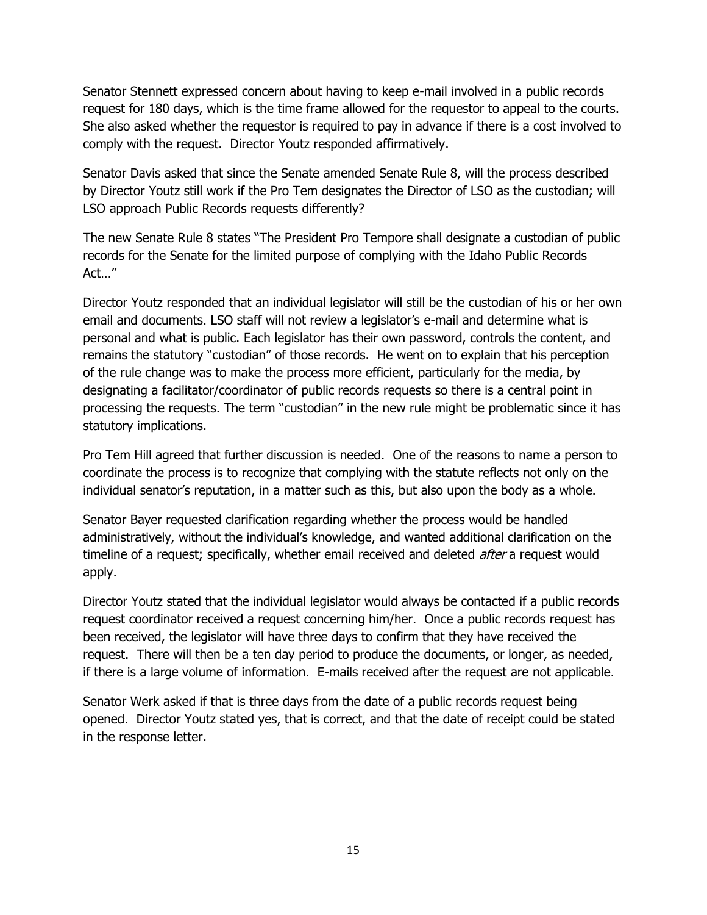Senator Stennett expressed concern about having to keep e-mail involved in a public records request for 180 days, which is the time frame allowed for the requestor to appeal to the courts. She also asked whether the requestor is required to pay in advance if there is a cost involved to comply with the request. Director Youtz responded affirmatively.

Senator Davis asked that since the Senate amended Senate Rule 8, will the process described by Director Youtz still work if the Pro Tem designates the Director of LSO as the custodian; will LSO approach Public Records requests differently?

The new Senate Rule 8 states "The President Pro Tempore shall designate a custodian of public records for the Senate for the limited purpose of complying with the Idaho Public Records Act…"

Director Youtz responded that an individual legislator will still be the custodian of his or her own email and documents. LSO staff will not review a legislator's e-mail and determine what is personal and what is public. Each legislator has their own password, controls the content, and remains the statutory "custodian" of those records. He went on to explain that his perception of the rule change was to make the process more efficient, particularly for the media, by designating a facilitator/coordinator of public records requests so there is a central point in processing the requests. The term "custodian" in the new rule might be problematic since it has statutory implications.

Pro Tem Hill agreed that further discussion is needed. One of the reasons to name a person to coordinate the process is to recognize that complying with the statute reflects not only on the individual senator's reputation, in a matter such as this, but also upon the body as a whole.

Senator Bayer requested clarification regarding whether the process would be handled administratively, without the individual's knowledge, and wanted additional clarification on the timeline of a request; specifically, whether email received and deleted *after* a request would apply.

Director Youtz stated that the individual legislator would always be contacted if a public records request coordinator received a request concerning him/her. Once a public records request has been received, the legislator will have three days to confirm that they have received the request. There will then be a ten day period to produce the documents, or longer, as needed, if there is a large volume of information. E-mails received after the request are not applicable.

Senator Werk asked if that is three days from the date of a public records request being opened. Director Youtz stated yes, that is correct, and that the date of receipt could be stated in the response letter.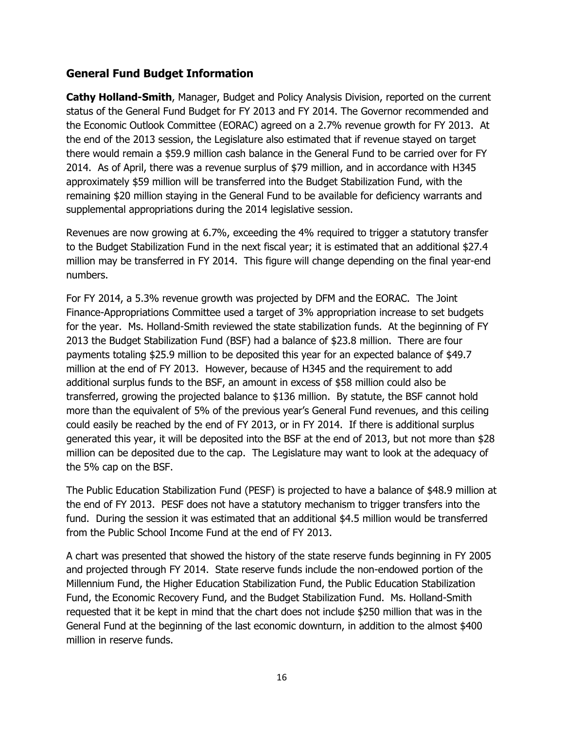## General Fund Budget Information

**Cathy Holland-Smith**, Manager, Budget and Policy Analysis Division, reported on the current status of the General Fund Budget for FY 2013 and FY 2014. The Governor recommended and the Economic Outlook Committee (EORAC) agreed on a 2.7% revenue growth for FY 2013. At the end of the 2013 session, the Legislature also estimated that if revenue stayed on target there would remain a $59.9 million cash balance in the General Fund to be carried over for FY 2014. As of April, there was a revenue surplus of $79 million, and in accordance with H345 approximately $59 million will be transferred into the Budget Stabilization Fund, with the remaining $20 million staying in the General Fund to be available for deficiency warrants and supplemental appropriations during the 2014 legislative session.

Revenues are now growing at 6.7%, exceeding the 4% required to trigger a statutory transfer to the Budget Stabilization Fund in the next fiscal year; it is estimated that an additional $27.4 million may be transferred in FY 2014. This figure will change depending on the final year-end numbers.

For FY 2014, a 5.3% revenue growth was projected by DFM and the EORAC. The Joint Finance-Appropriations Committee used a target of 3% appropriation increase to set budgets for the year. Ms. Holland-Smith reviewed the state stabilization funds. At the beginning of FY 2013 the Budget Stabilization Fund (BSF) had a balance of $23.8 million. There are four payments totaling $25.9 million to be deposited this year for an expected balance of $49.7 million at the end of FY 2013. However, because of H345 and the requirement to add additional surplus funds to the BSF, an amount in excess of $58 million could also be transferred, growing the projected balance to $136 million. By statute, the BSF cannot hold more than the equivalent of 5% of the previous year's General Fund revenues, and this ceiling could easily be reached by the end of FY 2013, or in FY 2014. If there is additional surplus generated this year, it will be deposited into the BSF at the end of 2013, but not more than $28 million can be deposited due to the cap. The Legislature may want to look at the adequacy of the 5% cap on the BSF.

The Public Education Stabilization Fund (PESF) is projected to have a balance of $48.9 million at the end of FY 2013. PESF does not have a statutory mechanism to trigger transfers into the fund. During the session it was estimated that an additional $4.5 million would be transferred from the Public School Income Fund at the end of FY 2013.

A chart was presented that showed the history of the state reserve funds beginning in FY 2005 and projected through FY 2014. State reserve funds include the non-endowed portion of the Millennium Fund, the Higher Education Stabilization Fund, the Public Education Stabilization Fund, the Economic Recovery Fund, and the Budget Stabilization Fund. Ms. Holland-Smith requested that it be kept in mind that the chart does not include $250 million that was in the General Fund at the beginning of the last economic downturn, in addition to the almost $400 million in reserve funds.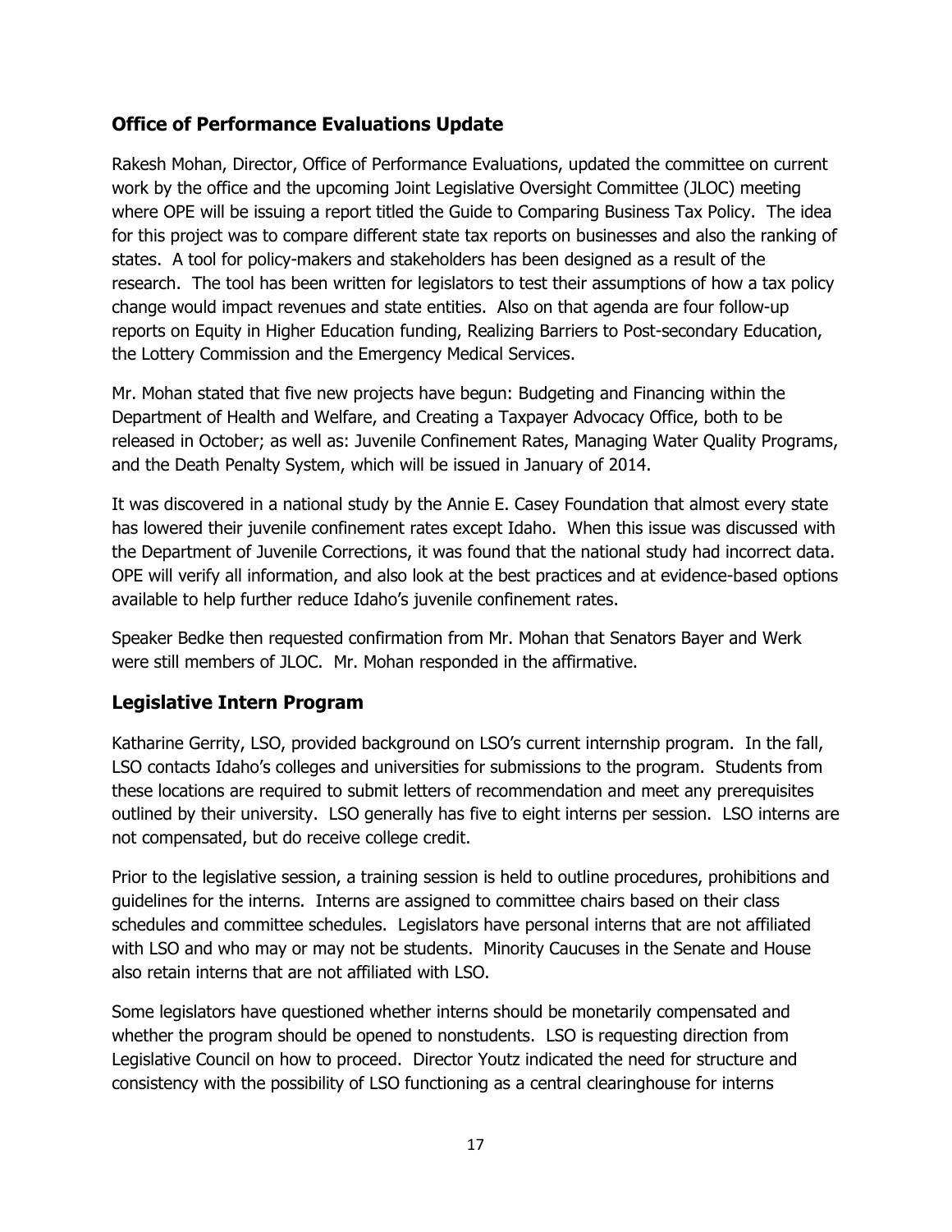## Office of Performance Evaluations Update

Rakesh Mohan, Director, Office of Performance Evaluations, updated the committee on current work by the office and the upcoming Joint Legislative Oversight Committee (JLOC) meeting where OPE will be issuing a report titled the Guide to Comparing Business Tax Policy. The idea for this project was to compare different state tax reports on businesses and also the ranking of states. A tool for policy-makers and stakeholders has been designed as a result of the research. The tool has been written for legislators to test their assumptions of how a tax policy change would impact revenues and state entities. Also on that agenda are four follow-up reports on Equity in Higher Education funding, Realizing Barriers to Post-secondary Education, the Lottery Commission and the Emergency Medical Services.

Mr. Mohan stated that five new projects have begun: Budgeting and Financing within the Department of Health and Welfare, and Creating a Taxpayer Advocacy Office, both to be released in October; as well as: Juvenile Confinement Rates, Managing Water Quality Programs, and the Death Penalty System, which will be issued in January of 2014.

It was discovered in a national study by the Annie E. Casey Foundation that almost every state has lowered their juvenile confinement rates except Idaho. When this issue was discussed with the Department of Juvenile Corrections, it was found that the national study had incorrect data. OPE will verify all information, and also look at the best practices and at evidence-based options available to help further reduce Idaho's juvenile confinement rates.

Speaker Bedke then requested confirmation from Mr. Mohan that Senators Bayer and Werk were still members of JLOC. Mr. Mohan responded in the affirmative.

## Legislative Intern Program

Katharine Gerrity, LSO, provided background on LSO's current internship program. In the fall, LSO contacts Idaho's colleges and universities for submissions to the program. Students from these locations are required to submit letters of recommendation and meet any prerequisites outlined by their university. LSO generally has five to eight interns per session. LSO interns are not compensated, but do receive college credit.

Prior to the legislative session, a training session is held to outline procedures, prohibitions and guidelines for the interns. Interns are assigned to committee chairs based on their class schedules and committee schedules. Legislators have personal interns that are not affiliated with LSO and who may or may not be students. Minority Caucuses in the Senate and House also retain interns that are not affiliated with LSO.

Some legislators have questioned whether interns should be monetarily compensated and whether the program should be opened to nonstudents. LSO is requesting direction from Legislative Council on how to proceed. Director Youtz indicated the need for structure and consistency with the possibility of LSO functioning as a central clearinghouse for interns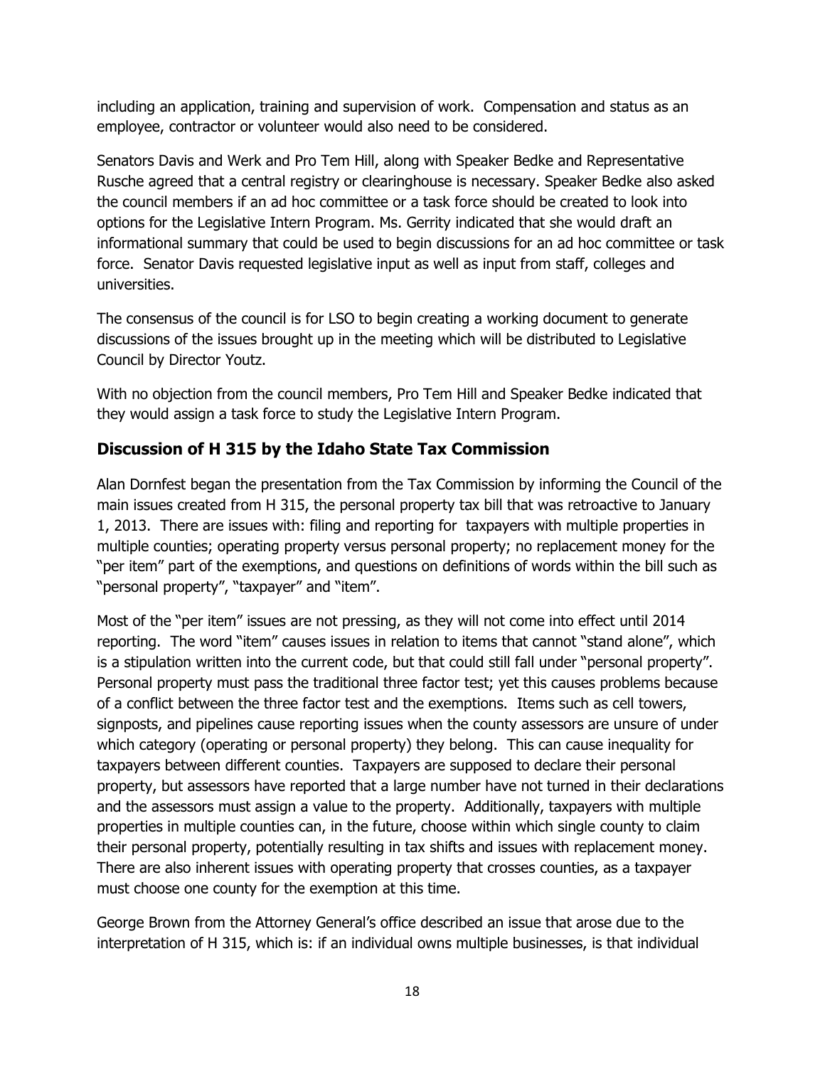including an application, training and supervision of work. Compensation and status as an employee, contractor or volunteer would also need to be considered.

Senators Davis and Werk and Pro Tem Hill, along with Speaker Bedke and Representative Rusche agreed that a central registry or clearinghouse is necessary. Speaker Bedke also asked the council members if an ad hoc committee or a task force should be created to look into options for the Legislative Intern Program. Ms. Gerrity indicated that she would draft an informational summary that could be used to begin discussions for an ad hoc committee or task force. Senator Davis requested legislative input as well as input from staff, colleges and universities.

The consensus of the council is for LSO to begin creating a working document to generate discussions of the issues brought up in the meeting which will be distributed to Legislative Council by Director Youtz.

With no objection from the council members, Pro Tem Hill and Speaker Bedke indicated that they would assign a task force to study the Legislative Intern Program.

## Discussion of H 315 by the Idaho State Tax Commission

Alan Dornfest began the presentation from the Tax Commission by informing the Council of the main issues created from H 315, the personal property tax bill that was retroactive to January 1, 2013. There are issues with: filing and reporting for taxpayers with multiple properties in multiple counties; operating property versus personal property; no replacement money for the "per item" part of the exemptions, and questions on definitions of words within the bill such as "personal property", "taxpayer" and "item".

Most of the "per item" issues are not pressing, as they will not come into effect until 2014 reporting. The word "item" causes issues in relation to items that cannot "stand alone", which is a stipulation written into the current code, but that could still fall under "personal property". Personal property must pass the traditional three factor test; yet this causes problems because of a conflict between the three factor test and the exemptions. Items such as cell towers, signposts, and pipelines cause reporting issues when the county assessors are unsure of under which category (operating or personal property) they belong. This can cause inequality for taxpayers between different counties. Taxpayers are supposed to declare their personal property, but assessors have reported that a large number have not turned in their declarations and the assessors must assign a value to the property. Additionally, taxpayers with multiple properties in multiple counties can, in the future, choose within which single county to claim their personal property, potentially resulting in tax shifts and issues with replacement money. There are also inherent issues with operating property that crosses counties, as a taxpayer must choose one county for the exemption at this time.

George Brown from the Attorney General's office described an issue that arose due to the interpretation of H 315, which is: if an individual owns multiple businesses, is that individual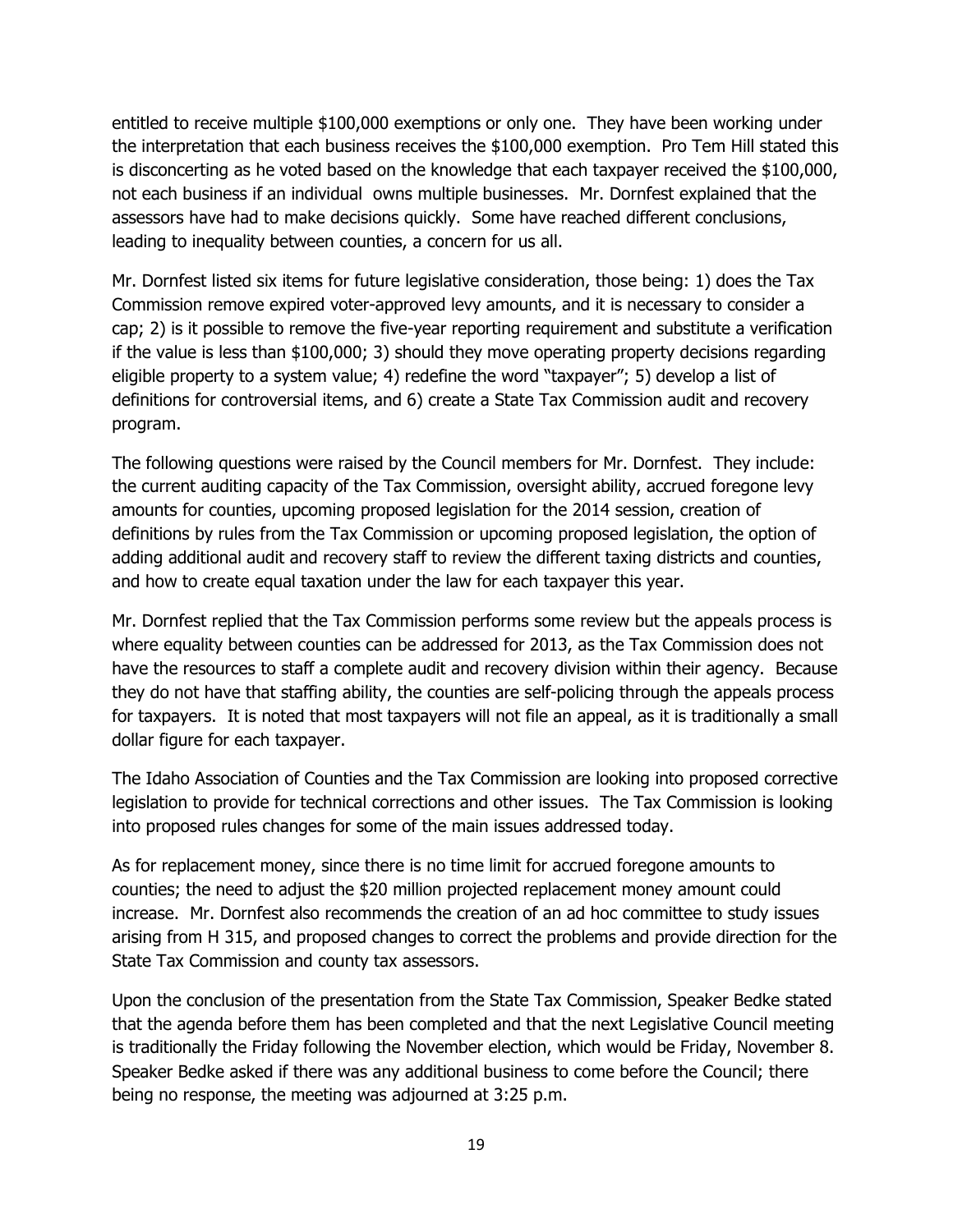entitled to receive multiple $100,000 exemptions or only one. They have been working under the interpretation that each business receives the $100,000 exemption. Pro Tem Hill stated this is disconcerting as he voted based on the knowledge that each taxpayer received the $100,000, not each business if an individual owns multiple businesses. Mr. Dornfest explained that the assessors have had to make decisions quickly. Some have reached different conclusions, leading to inequality between counties, a concern for us all.

Mr. Dornfest listed six items for future legislative consideration, those being: 1) does the Tax Commission remove expired voter-approved levy amounts, and it is necessary to consider a cap; 2) is it possible to remove the five-year reporting requirement and substitute a verification if the value is less than $100,000; 3) should they move operating property decisions regarding eligible property to a system value; 4) redefine the word "taxpayer"; 5) develop a list of definitions for controversial items, and 6) create a State Tax Commission audit and recovery program.

The following questions were raised by the Council members for Mr. Dornfest. They include: the current auditing capacity of the Tax Commission, oversight ability, accrued foregone levy amounts for counties, upcoming proposed legislation for the 2014 session, creation of definitions by rules from the Tax Commission or upcoming proposed legislation, the option of adding additional audit and recovery staff to review the different taxing districts and counties, and how to create equal taxation under the law for each taxpayer this year.

Mr. Dornfest replied that the Tax Commission performs some review but the appeals process is where equality between counties can be addressed for 2013, as the Tax Commission does not have the resources to staff a complete audit and recovery division within their agency. Because they do not have that staffing ability, the counties are self-policing through the appeals process for taxpayers. It is noted that most taxpayers will not file an appeal, as it is traditionally a small dollar figure for each taxpayer.

The Idaho Association of Counties and the Tax Commission are looking into proposed corrective legislation to provide for technical corrections and other issues. The Tax Commission is looking into proposed rules changes for some of the main issues addressed today.

As for replacement money, since there is no time limit for accrued foregone amounts to counties; the need to adjust the $20 million projected replacement money amount could increase. Mr. Dornfest also recommends the creation of an ad hoc committee to study issues arising from H 315, and proposed changes to correct the problems and provide direction for the State Tax Commission and county tax assessors.

Upon the conclusion of the presentation from the State Tax Commission, Speaker Bedke stated that the agenda before them has been completed and that the next Legislative Council meeting is traditionally the Friday following the November election, which would be Friday, November 8. Speaker Bedke asked if there was any additional business to come before the Council; there being no response, the meeting was adjourned at 3:25 p.m.